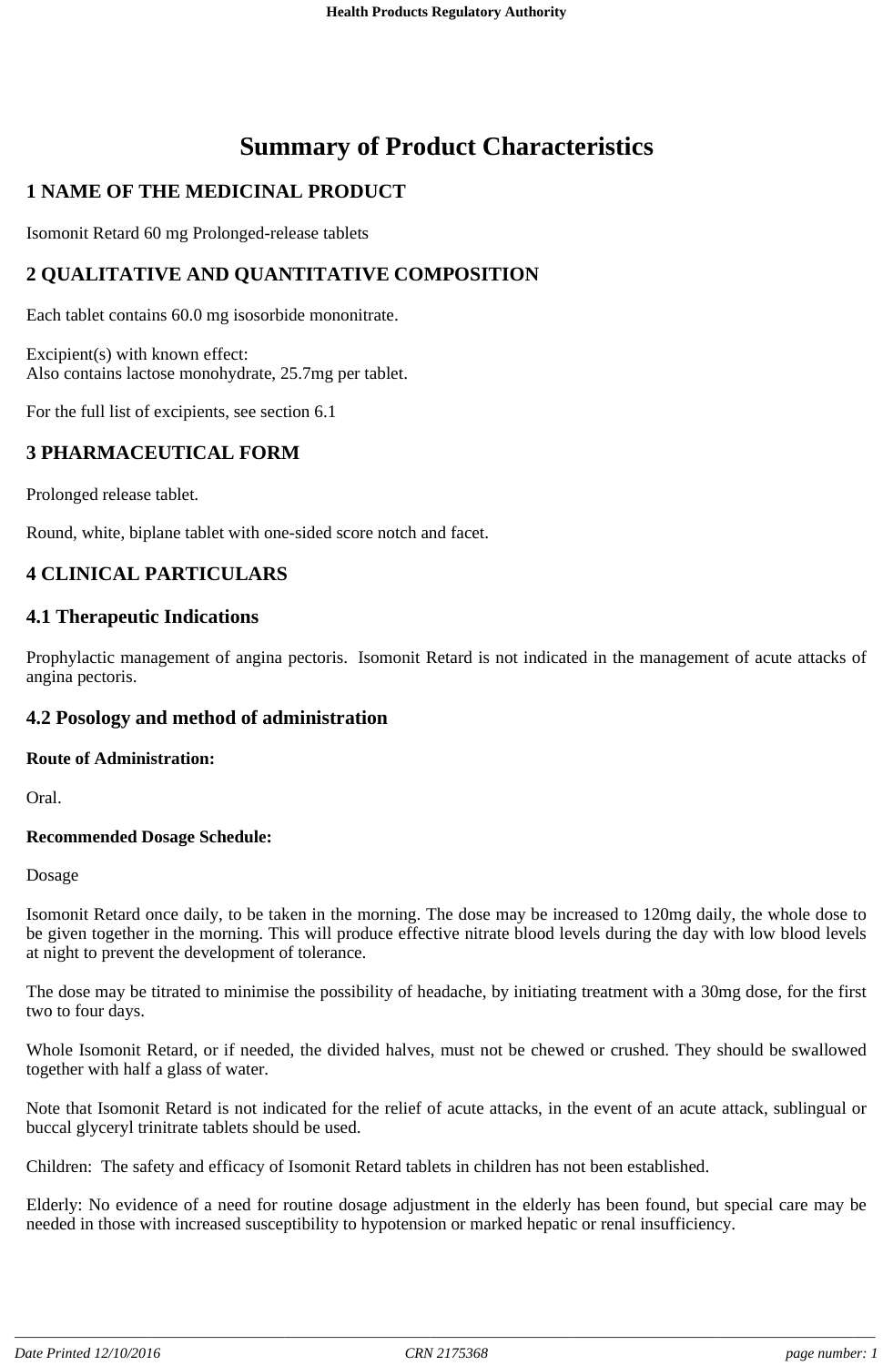# Summary of Product Characteristics

## 1 NAME OF THE MEDICINAL PRODUCT

Isomonit Retard 60 mg Prolonged-release tablets

## 2 QUALITATIVE AND QUANTITATIVE COMPOSITION

Each tablet contains 60.0 mg isosorbide mononitrate.

Excipient(s) with known effect:
Also contains lactose monohydrate, 25.7mg per tablet.

For the full list of excipients, see section 6.1

## 3 PHARMACEUTICAL FORM

Prolonged release tablet.

Round, white, biplane tablet with one-sided score notch and facet.

## 4 CLINICAL PARTICULARS

### 4.1 Therapeutic Indications

Prophylactic management of angina pectoris. Isomonit Retard is not indicated in the management of acute attacks of angina pectoris.

### 4.2 Posology and method of administration

**Route of Administration:**

Oral.

**Recommended Dosage Schedule:**

Dosage

Isomonit Retard once daily, to be taken in the morning. The dose may be increased to 120mg daily, the whole dose to be given together in the morning. This will produce effective nitrate blood levels during the day with low blood levels at night to prevent the development of tolerance.

The dose may be titrated to minimise the possibility of headache, by initiating treatment with a 30mg dose, for the first two to four days.

Whole Isomonit Retard, or if needed, the divided halves, must not be chewed or crushed. They should be swallowed together with half a glass of water.

Note that Isomonit Retard is not indicated for the relief of acute attacks, in the event of an acute attack, sublingual or buccal glyceryl trinitrate tablets should be used.

Children: The safety and efficacy of Isomonit Retard tablets in children has not been established.

Elderly: No evidence of a need for routine dosage adjustment in the elderly has been found, but special care may be needed in those with increased susceptibility to hypotension or marked hepatic or renal insufficiency.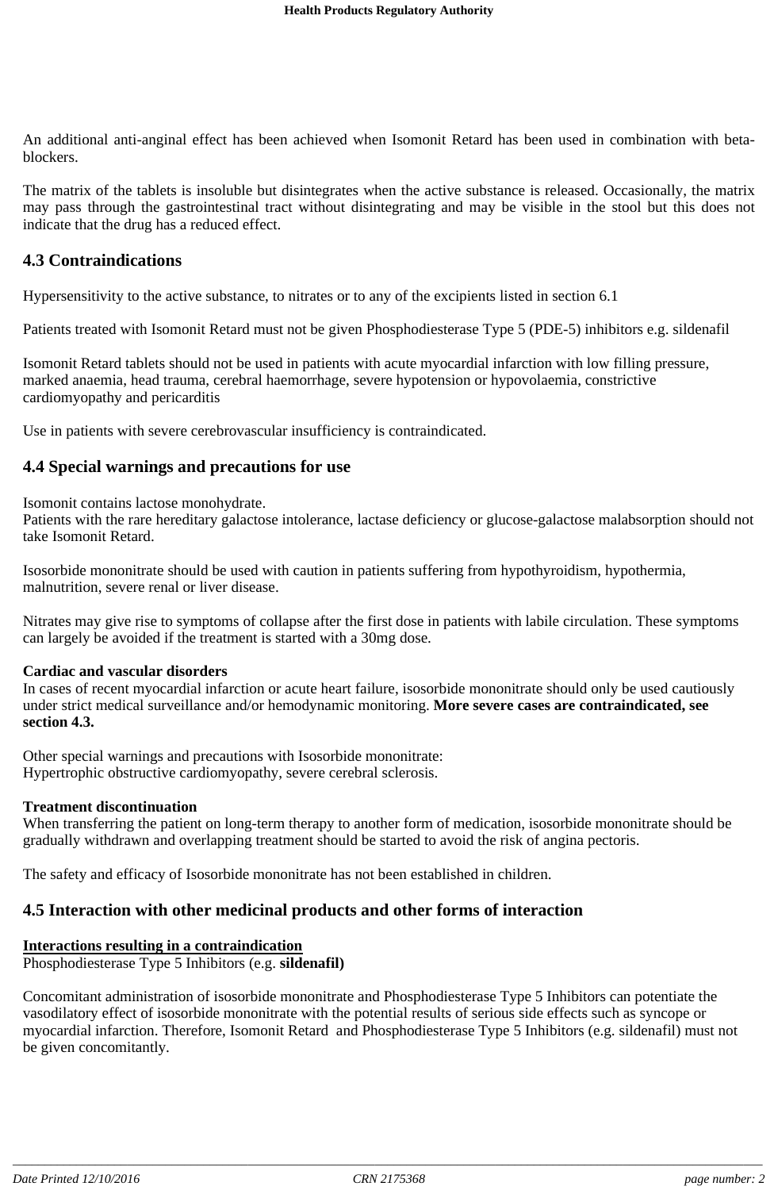An additional anti-anginal effect has been achieved when Isomonit Retard has been used in combination with beta-blockers.

The matrix of the tablets is insoluble but disintegrates when the active substance is released. Occasionally, the matrix may pass through the gastrointestinal tract without disintegrating and may be visible in the stool but this does not indicate that the drug has a reduced effect.

## 4.3 Contraindications

Hypersensitivity to the active substance, to nitrates or to any of the excipients listed in section 6.1

Patients treated with Isomonit Retard must not be given Phosphodiesterase Type 5 (PDE-5) inhibitors e.g. sildenafil

Isomonit Retard tablets should not be used in patients with acute myocardial infarction with low filling pressure, marked anaemia, head trauma, cerebral haemorrhage, severe hypotension or hypovolaemia, constrictive cardiomyopathy and pericarditis

Use in patients with severe cerebrovascular insufficiency is contraindicated.

## 4.4 Special warnings and precautions for use

Isomonit contains lactose monohydrate.
Patients with the rare hereditary galactose intolerance, lactase deficiency or glucose-galactose malabsorption should not take Isomonit Retard.

Isosorbide mononitrate should be used with caution in patients suffering from hypothyroidism, hypothermia, malnutrition, severe renal or liver disease.

Nitrates may give rise to symptoms of collapse after the first dose in patients with labile circulation. These symptoms can largely be avoided if the treatment is started with a 30mg dose.

**Cardiac and vascular disorders**
In cases of recent myocardial infarction or acute heart failure, isosorbide mononitrate should only be used cautiously under strict medical surveillance and/or hemodynamic monitoring. **More severe cases are contraindicated, see section 4.3.**

Other special warnings and precautions with Isosorbide mononitrate:
Hypertrophic obstructive cardiomyopathy, severe cerebral sclerosis.

**Treatment discontinuation**
When transferring the patient on long-term therapy to another form of medication, isosorbide mononitrate should be gradually withdrawn and overlapping treatment should be started to avoid the risk of angina pectoris.

The safety and efficacy of Isosorbide mononitrate has not been established in children.

## 4.5 Interaction with other medicinal products and other forms of interaction

**Interactions resulting in a contraindication**
Phosphodiesterase Type 5 Inhibitors (e.g. **sildenafil)**

Concomitant administration of isosorbide mononitrate and Phosphodiesterase Type 5 Inhibitors can potentiate the vasodilatory effect of isosorbide mononitrate with the potential results of serious side effects such as syncope or myocardial infarction. Therefore, Isomonit Retard and Phosphodiesterase Type 5 Inhibitors (e.g. sildenafil) must not be given concomitantly.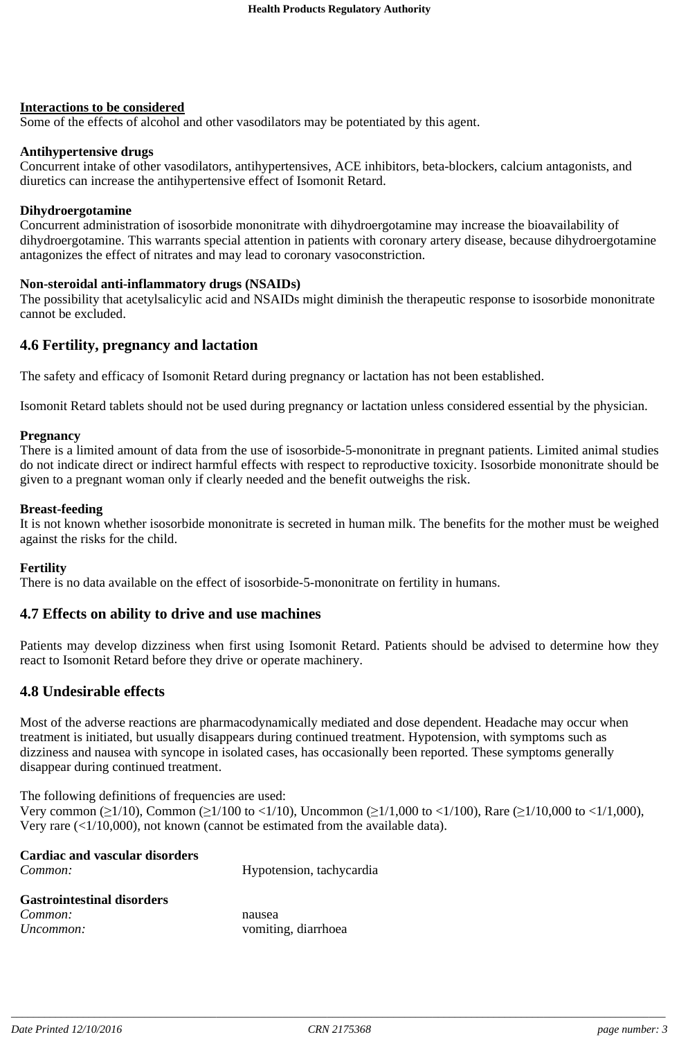**Interactions to be considered**

Some of the effects of alcohol and other vasodilators may be potentiated by this agent.

**Antihypertensive drugs**

Concurrent intake of other vasodilators, antihypertensives, ACE inhibitors, beta-blockers, calcium antagonists, and diuretics can increase the antihypertensive effect of Isomonit Retard.

**Dihydroergotamine**

Concurrent administration of isosorbide mononitrate with dihydroergotamine may increase the bioavailability of dihydroergotamine. This warrants special attention in patients with coronary artery disease, because dihydroergotamine antagonizes the effect of nitrates and may lead to coronary vasoconstriction.

**Non-steroidal anti-inflammatory drugs (NSAIDs)**

The possibility that acetylsalicylic acid and NSAIDs might diminish the therapeutic response to isosorbide mononitrate cannot be excluded.

## 4.6 Fertility, pregnancy and lactation

The safety and efficacy of Isomonit Retard during pregnancy or lactation has not been established.

Isomonit Retard tablets should not be used during pregnancy or lactation unless considered essential by the physician.

**Pregnancy**

There is a limited amount of data from the use of isosorbide-5-mononitrate in pregnant patients. Limited animal studies do not indicate direct or indirect harmful effects with respect to reproductive toxicity. Isosorbide mononitrate should be given to a pregnant woman only if clearly needed and the benefit outweighs the risk.

**Breast-feeding**

It is not known whether isosorbide mononitrate is secreted in human milk. The benefits for the mother must be weighed against the risks for the child.

**Fertility**

There is no data available on the effect of isosorbide-5-mononitrate on fertility in humans.

## 4.7 Effects on ability to drive and use machines

Patients may develop dizziness when first using Isomonit Retard. Patients should be advised to determine how they react to Isomonit Retard before they drive or operate machinery.

## 4.8 Undesirable effects

Most of the adverse reactions are pharmacodynamically mediated and dose dependent. Headache may occur when treatment is initiated, but usually disappears during continued treatment. Hypotension, with symptoms such as dizziness and nausea with syncope in isolated cases, has occasionally been reported. These symptoms generally disappear during continued treatment.

The following definitions of frequencies are used:
Very common (≥1/10), Common (≥1/100 to <1/10), Uncommon (≥1/1,000 to <1/100), Rare (≥1/10,000 to <1/1,000), Very rare (<1/10,000), not known (cannot be estimated from the available data).

**Cardiac and vascular disorders**

| | |
|---|---|
| *Common:* | Hypotension, tachycardia |

**Gastrointestinal disorders**

| | |
|---|---|
| *Common:* | nausea |
| *Uncommon:* | vomiting, diarrhoea |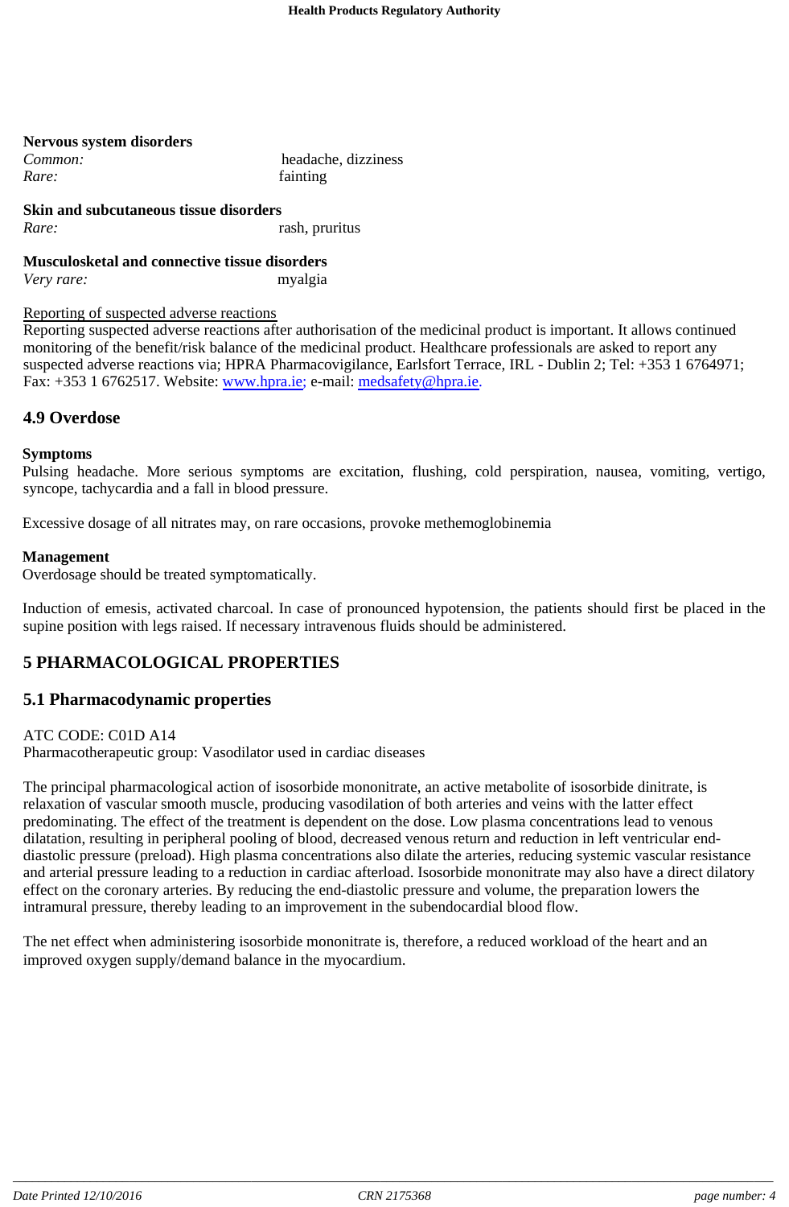**Nervous system disorders**

| | |
|---|---|
| *Common:* | headache, dizziness |
| *Rare:* | fainting |

**Skin and subcutaneous tissue disorders**

| | |
|---|---|
| *Rare:* | rash, pruritus |

**Musculoskeletal and connective tissue disorders**

| | |
|---|---|
| *Very rare:* | myalgia |

Reporting of suspected adverse reactions

Reporting suspected adverse reactions after authorisation of the medicinal product is important. It allows continued monitoring of the benefit/risk balance of the medicinal product. Healthcare professionals are asked to report any suspected adverse reactions via; HPRA Pharmacovigilance, Earlsfort Terrace, IRL - Dublin 2; Tel: +353 1 6764971; Fax: +353 1 6762517. Website: www.hpra.ie; e-mail: medsafety@hpra.ie.

## 4.9 Overdose

**Symptoms**

Pulsing headache. More serious symptoms are excitation, flushing, cold perspiration, nausea, vomiting, vertigo, syncope, tachycardia and a fall in blood pressure.

Excessive dosage of all nitrates may, on rare occasions, provoke methemoglobinemia

**Management**

Overdosage should be treated symptomatically.

Induction of emesis, activated charcoal. In case of pronounced hypotension, the patients should first be placed in the supine position with legs raised. If necessary intravenous fluids should be administered.

# 5 PHARMACOLOGICAL PROPERTIES

## 5.1 Pharmacodynamic properties

ATC CODE: C01D A14

Pharmacotherapeutic group: Vasodilator used in cardiac diseases

The principal pharmacological action of isosorbide mononitrate, an active metabolite of isosorbide dinitrate, is relaxation of vascular smooth muscle, producing vasodilation of both arteries and veins with the latter effect predominating. The effect of the treatment is dependent on the dose. Low plasma concentrations lead to venous dilatation, resulting in peripheral pooling of blood, decreased venous return and reduction in left ventricular end-diastolic pressure (preload). High plasma concentrations also dilate the arteries, reducing systemic vascular resistance and arterial pressure leading to a reduction in cardiac afterload. Isosorbide mononitrate may also have a direct dilatory effect on the coronary arteries. By reducing the end-diastolic pressure and volume, the preparation lowers the intramural pressure, thereby leading to an improvement in the subendocardial blood flow.

The net effect when administering isosorbide mononitrate is, therefore, a reduced workload of the heart and an improved oxygen supply/demand balance in the myocardium.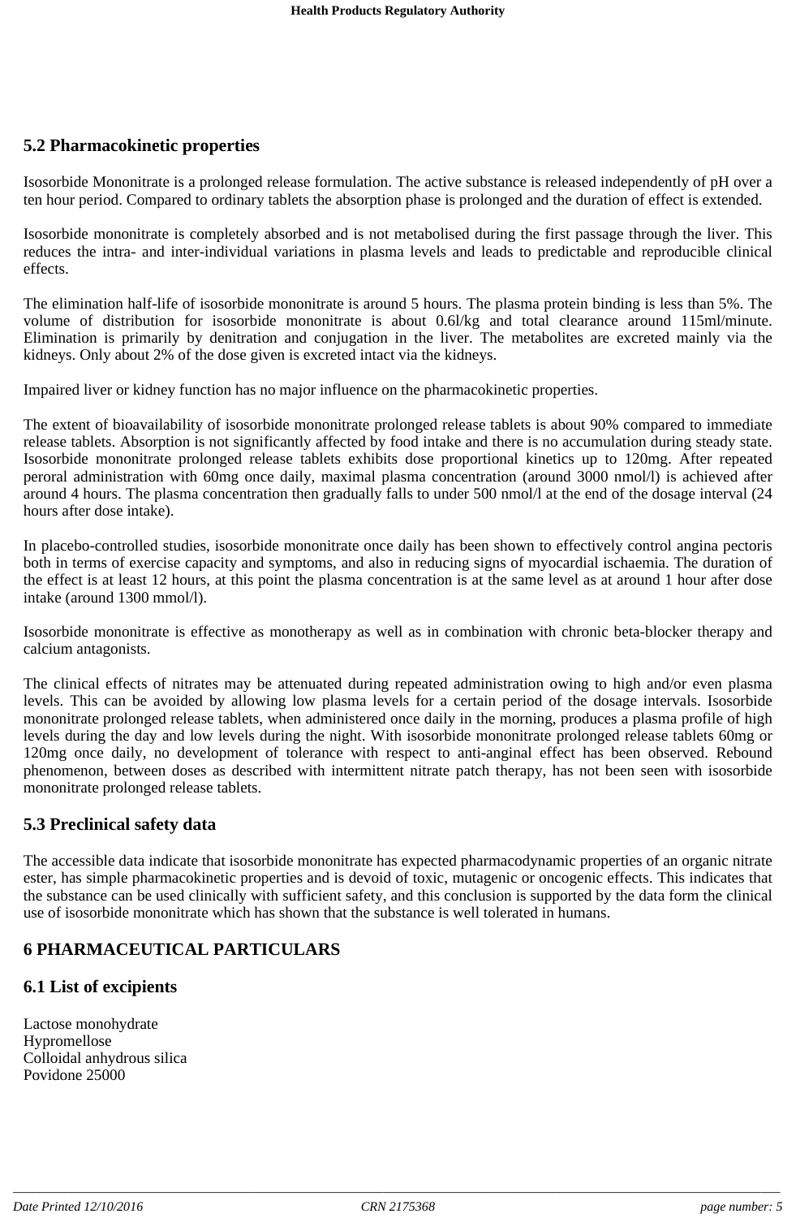## 5.2 Pharmacokinetic properties

Isosorbide Mononitrate is a prolonged release formulation. The active substance is released independently of pH over a ten hour period. Compared to ordinary tablets the absorption phase is prolonged and the duration of effect is extended.

Isosorbide mononitrate is completely absorbed and is not metabolised during the first passage through the liver. This reduces the intra- and inter-individual variations in plasma levels and leads to predictable and reproducible clinical effects.

The elimination half-life of isosorbide mononitrate is around 5 hours. The plasma protein binding is less than 5%. The volume of distribution for isosorbide mononitrate is about 0.6l/kg and total clearance around 115ml/minute. Elimination is primarily by denitration and conjugation in the liver. The metabolites are excreted mainly via the kidneys. Only about 2% of the dose given is excreted intact via the kidneys.

Impaired liver or kidney function has no major influence on the pharmacokinetic properties.

The extent of bioavailability of isosorbide mononitrate prolonged release tablets is about 90% compared to immediate release tablets. Absorption is not significantly affected by food intake and there is no accumulation during steady state. Isosorbide mononitrate prolonged release tablets exhibits dose proportional kinetics up to 120mg. After repeated peroral administration with 60mg once daily, maximal plasma concentration (around 3000 nmol/l) is achieved after around 4 hours. The plasma concentration then gradually falls to under 500 nmol/l at the end of the dosage interval (24 hours after dose intake).

In placebo-controlled studies, isosorbide mononitrate once daily has been shown to effectively control angina pectoris both in terms of exercise capacity and symptoms, and also in reducing signs of myocardial ischaemia. The duration of the effect is at least 12 hours, at this point the plasma concentration is at the same level as at around 1 hour after dose intake (around 1300 mmol/l).

Isosorbide mononitrate is effective as monotherapy as well as in combination with chronic beta-blocker therapy and calcium antagonists.

The clinical effects of nitrates may be attenuated during repeated administration owing to high and/or even plasma levels. This can be avoided by allowing low plasma levels for a certain period of the dosage intervals. Isosorbide mononitrate prolonged release tablets, when administered once daily in the morning, produces a plasma profile of high levels during the day and low levels during the night. With isosorbide mononitrate prolonged release tablets 60mg or 120mg once daily, no development of tolerance with respect to anti-anginal effect has been observed. Rebound phenomenon, between doses as described with intermittent nitrate patch therapy, has not been seen with isosorbide mononitrate prolonged release tablets.

## 5.3 Preclinical safety data

The accessible data indicate that isosorbide mononitrate has expected pharmacodynamic properties of an organic nitrate ester, has simple pharmacokinetic properties and is devoid of toxic, mutagenic or oncogenic effects. This indicates that the substance can be used clinically with sufficient safety, and this conclusion is supported by the data form the clinical use of isosorbide mononitrate which has shown that the substance is well tolerated in humans.

# 6 PHARMACEUTICAL PARTICULARS

## 6.1 List of excipients

Lactose monohydrate
Hypromellose
Colloidal anhydrous silica
Povidone 25000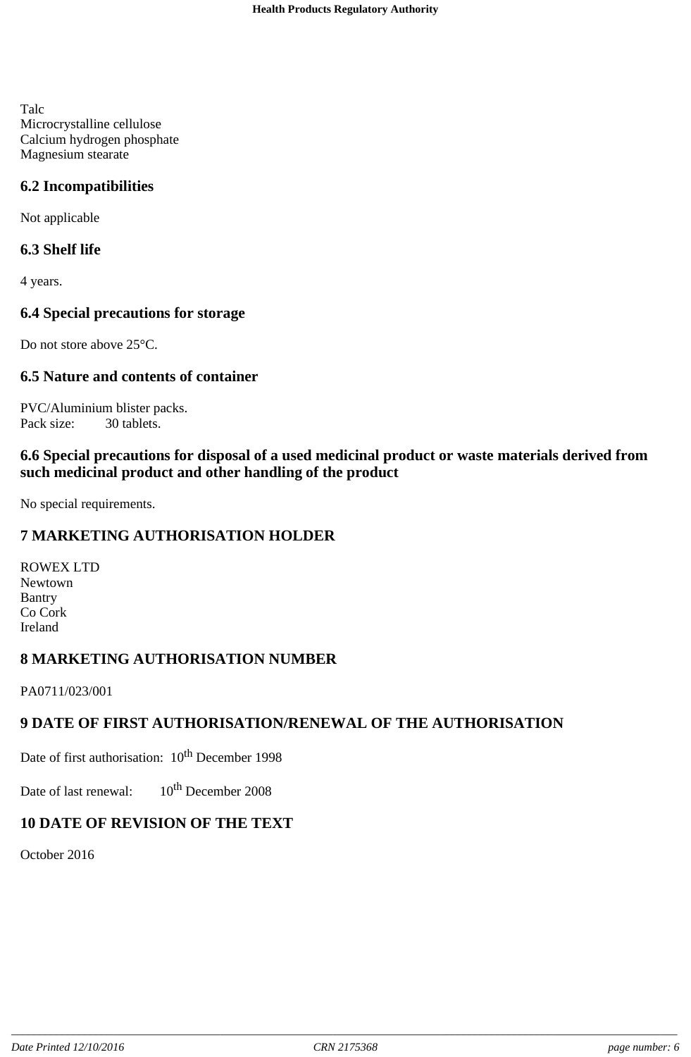Talc
Microcrystalline cellulose
Calcium hydrogen phosphate
Magnesium stearate

## 6.2 Incompatibilities

Not applicable

## 6.3 Shelf life

4 years.

## 6.4 Special precautions for storage

Do not store above 25°C.

## 6.5 Nature and contents of container

PVC/Aluminium blister packs.
Pack size: 30 tablets.

## 6.6 Special precautions for disposal of a used medicinal product or waste materials derived from such medicinal product and other handling of the product

No special requirements.

# 7 MARKETING AUTHORISATION HOLDER

ROWEX LTD
Newtown
Bantry
Co Cork
Ireland

# 8 MARKETING AUTHORISATION NUMBER

PA0711/023/001

# 9 DATE OF FIRST AUTHORISATION/RENEWAL OF THE AUTHORISATION

Date of first authorisation: 10th December 1998

Date of last renewal: 10th December 2008

# 10 DATE OF REVISION OF THE TEXT

October 2016